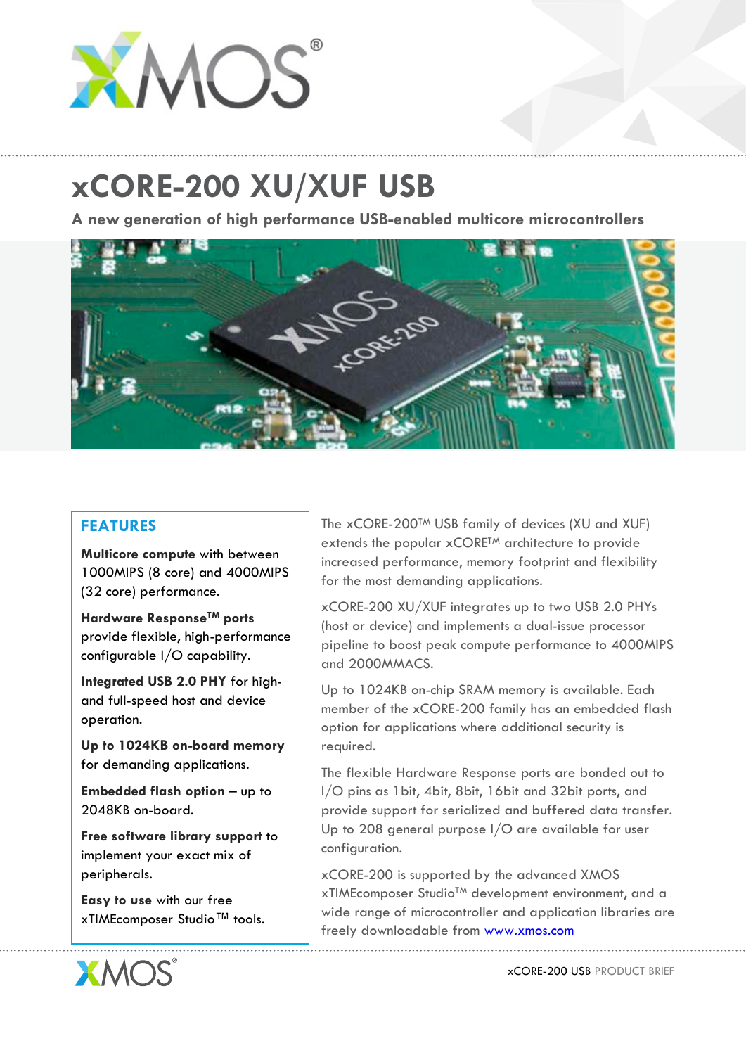# xCORE-200 XU/XUF USB

**A new generation of high performance USB-enabled multicore microcontrollers**

## FEATURES

**Multicore compute** with between 1000MIPS (8 core) and 4000MIPS (32 core) performance.

**Hardware Response™ ports** provide flexible, high-performance configurable I/O capability.

**Integrated USB 2.0 PHY** for high- and full-speed host and device operation.

**Up to 1024KB on-board memory** for demanding applications.

**Embedded flash option** – up to 2048KB on-board.

**Free software library support** to implement your exact mix of peripherals.

**Easy to use** with our free xTIMEcomposer Studio™ tools.

The xCORE-200™ USB family of devices (XU and XUF) extends the popular xCORE™ architecture to provide increased performance, memory footprint and flexibility for the most demanding applications.

xCORE-200 XU/XUF integrates up to two USB 2.0 PHYs (host or device) and implements a dual-issue processor pipeline to boost peak compute performance to 4000MIPS and 2000MMACS.

Up to 1024KB on-chip SRAM memory is available. Each member of the xCORE-200 family has an embedded flash option for applications where additional security is required.

The flexible Hardware Response ports are bonded out to I/O pins as 1bit, 4bit, 8bit, 16bit and 32bit ports, and provide support for serialized and buffered data transfer. Up to 208 general purpose I/O are available for user configuration.

xCORE-200 is supported by the advanced XMOS xTIMEcomposer Studio™ development environment, and a wide range of microcontroller and application libraries are freely downloadable from [www.xmos.com](http://www.xmos.com)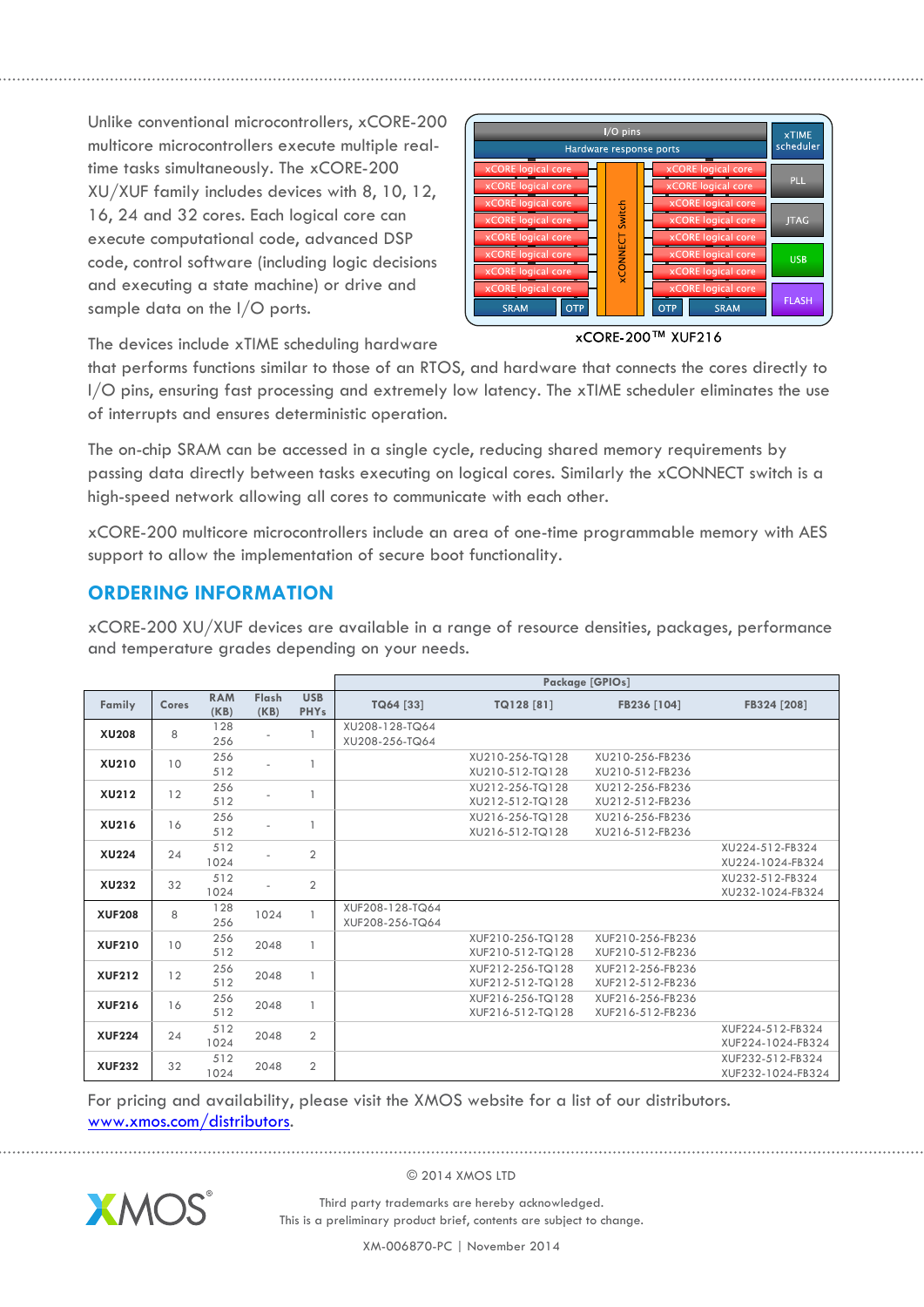Unlike conventional microcontrollers, xCORE-200 multicore microcontrollers execute multiple real-time tasks simultaneously. The xCORE-200 XU/XUF family includes devices with 8, 10, 12, 16, 24 and 32 cores. Each logical core can execute computational code, advanced DSP code, control software (including logic decisions and executing a state machine) or drive and sample data on the I/O ports.

I/O pins

Hardware response ports

xTIME scheduler

xCORE logical core

xCONNECT Switch

PLL

JTAG

USB

FLASH

SRAM

OTP

xCORE-200™ XUF216

The devices include xTIME scheduling hardware that performs functions similar to those of an RTOS, and hardware that connects the cores directly to I/O pins, ensuring fast processing and extremely low latency. The xTIME scheduler eliminates the use of interrupts and ensures deterministic operation.

The on-chip SRAM can be accessed in a single cycle, reducing shared memory requirements by passing data directly between tasks executing on logical cores. Similarly the xCONNECT switch is a high-speed network allowing all cores to communicate with each other.

xCORE-200 multicore microcontrollers include an area of one-time programmable memory with AES support to allow the implementation of secure boot functionality.

## ORDERING INFORMATION

xCORE-200 XU/XUF devices are available in a range of resource densities, packages, performance and temperature grades depending on your needs.

| | | | | | Package [GPIOs] | | | |
|---|---|---|---|---|---|---|---|---|
| **Family** | **Cores** | **RAM (KB)** | **Flash (KB)** | **USB PHYs** | **TQ64 [33]** | **TQ128 [81]** | **FB236 [104]** | **FB324 [208]** |
| **XU208** | 8 | 128<br>256 | - | 1 | XU208-128-TQ64<br>XU208-256-TQ64 | | | |
| **XU210** | 10 | 256<br>512 | - | 1 | | XU210-256-TQ128<br>XU210-512-TQ128 | XU210-256-FB236<br>XU210-512-FB236 | |
| **XU212** | 12 | 256<br>512 | - | 1 | | XU212-256-TQ128<br>XU212-512-TQ128 | XU212-256-FB236<br>XU212-512-FB236 | |
| **XU216** | 16 | 256<br>512 | - | 1 | | XU216-256-TQ128<br>XU216-512-TQ128 | XU216-256-FB236<br>XU216-512-FB236 | |
| **XU224** | 24 | 512<br>1024 | - | 2 | | | | XU224-512-FB324<br>XU224-1024-FB324 |
| **XU232** | 32 | 512<br>1024 | - | 2 | | | | XU232-512-FB324<br>XU232-1024-FB324 |
| **XUF208** | 8 | 128<br>256 | 1024 | 1 | XUF208-128-TQ64<br>XUF208-256-TQ64 | | | |
| **XUF210** | 10 | 256<br>512 | 2048 | 1 | | XUF210-256-TQ128<br>XUF210-512-TQ128 | XUF210-256-FB236<br>XUF210-512-FB236 | |
| **XUF212** | 12 | 256<br>512 | 2048 | 1 | | XUF212-256-TQ128<br>XUF212-512-TQ128 | XUF212-256-FB236<br>XUF212-512-FB236 | |
| **XUF216** | 16 | 256<br>512 | 2048 | 1 | | XUF216-256-TQ128<br>XUF216-512-TQ128 | XUF216-256-FB236<br>XUF216-512-FB236 | |
| **XUF224** | 24 | 512<br>1024 | 2048 | 2 | | | | XUF224-512-FB324<br>XUF224-1024-FB324 |
| **XUF232** | 32 | 512<br>1024 | 2048 | 2 | | | | XUF232-512-FB324<br>XUF232-1024-FB324 |

For pricing and availability, please visit the XMOS website for a list of our distributors. www.xmos.com/distributors.

© 2014 XMOS LTD

XMOS®

Third party trademarks are hereby acknowledged.
This is a preliminary product brief, contents are subject to change.

XM-006870-PC | November 2014